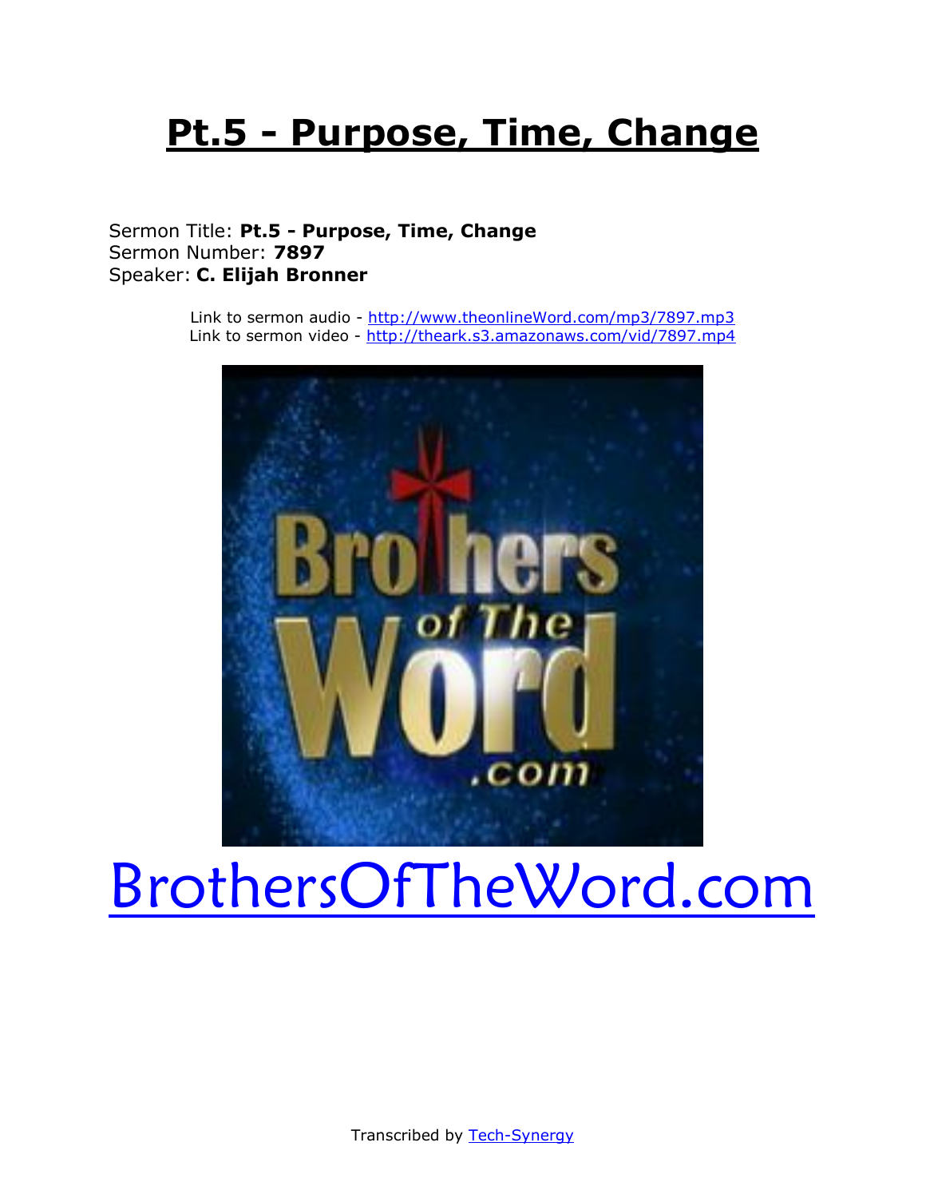# Pt.5 - Purpose, Time, Change

Sermon Title: **Pt.5 - Purpose, Time, Change**
Sermon Number: **7897**
Speaker: **C. Elijah Bronner**

Link to sermon audio - http://www.theonlineWord.com/mp3/7897.mp3
Link to sermon video - http://theark.s3.amazonaws.com/vid/7897.mp4

BrothersOfTheWord.com

Transcribed by Tech-Synergy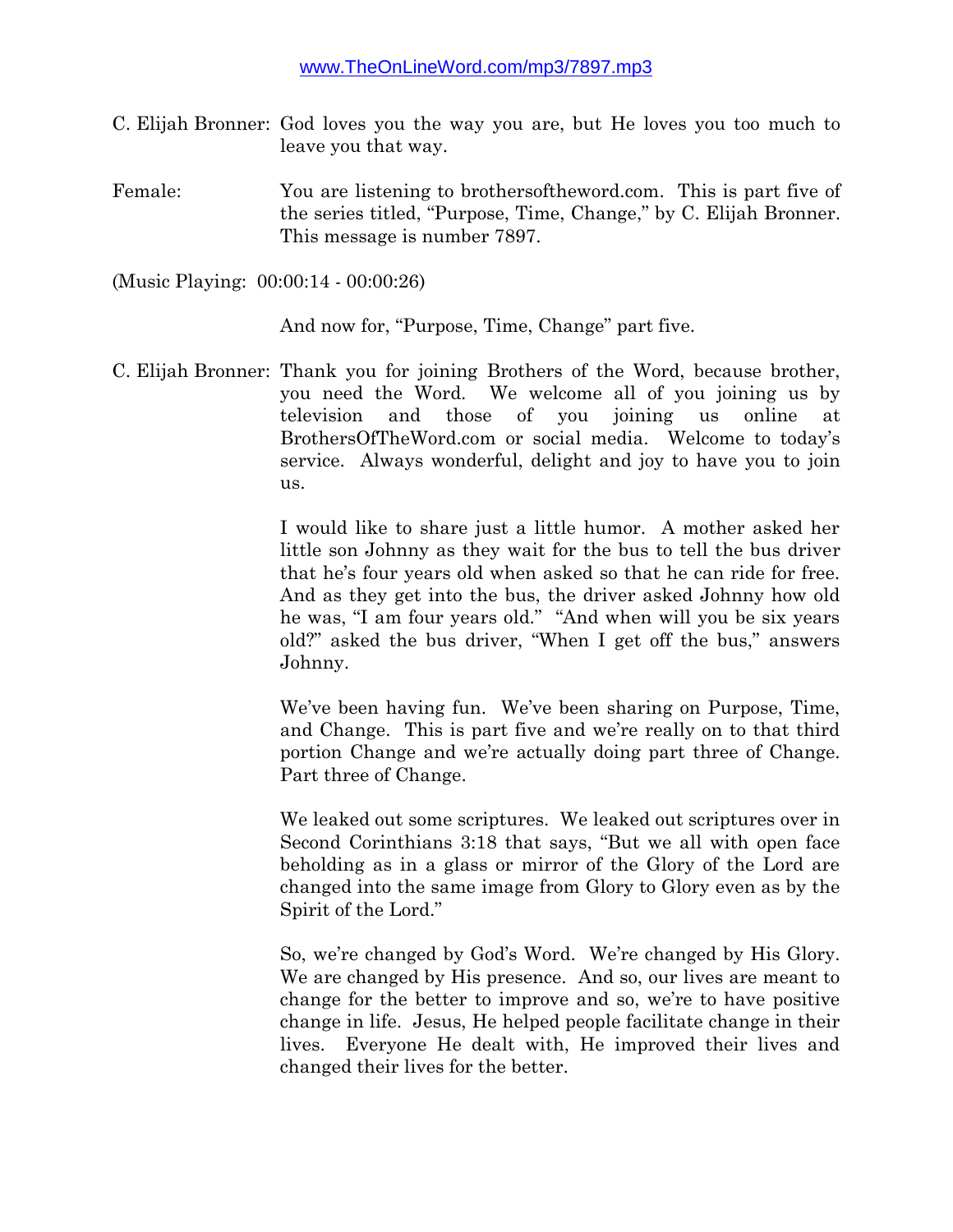www.TheOnLineWord.com/mp3/7897.mp3

C. Elijah Bronner: God loves you the way you are, but He loves you too much to leave you that way.

Female: You are listening to brothersoftheword.com. This is part five of the series titled, "Purpose, Time, Change," by C. Elijah Bronner. This message is number 7897.

(Music Playing: 00:00:14 - 00:00:26)

And now for, "Purpose, Time, Change" part five.

C. Elijah Bronner: Thank you for joining Brothers of the Word, because brother, you need the Word. We welcome all of you joining us by television and those of you joining us online at BrothersOfTheWord.com or social media. Welcome to today's service. Always wonderful, delight and joy to have you to join us.

I would like to share just a little humor. A mother asked her little son Johnny as they wait for the bus to tell the bus driver that he's four years old when asked so that he can ride for free. And as they get into the bus, the driver asked Johnny how old he was, "I am four years old." "And when will you be six years old?" asked the bus driver, "When I get off the bus," answers Johnny.

We've been having fun. We've been sharing on Purpose, Time, and Change. This is part five and we're really on to that third portion Change and we're actually doing part three of Change. Part three of Change.

We leaked out some scriptures. We leaked out scriptures over in Second Corinthians 3:18 that says, "But we all with open face beholding as in a glass or mirror of the Glory of the Lord are changed into the same image from Glory to Glory even as by the Spirit of the Lord."

So, we're changed by God's Word. We're changed by His Glory. We are changed by His presence. And so, our lives are meant to change for the better to improve and so, we're to have positive change in life. Jesus, He helped people facilitate change in their lives. Everyone He dealt with, He improved their lives and changed their lives for the better.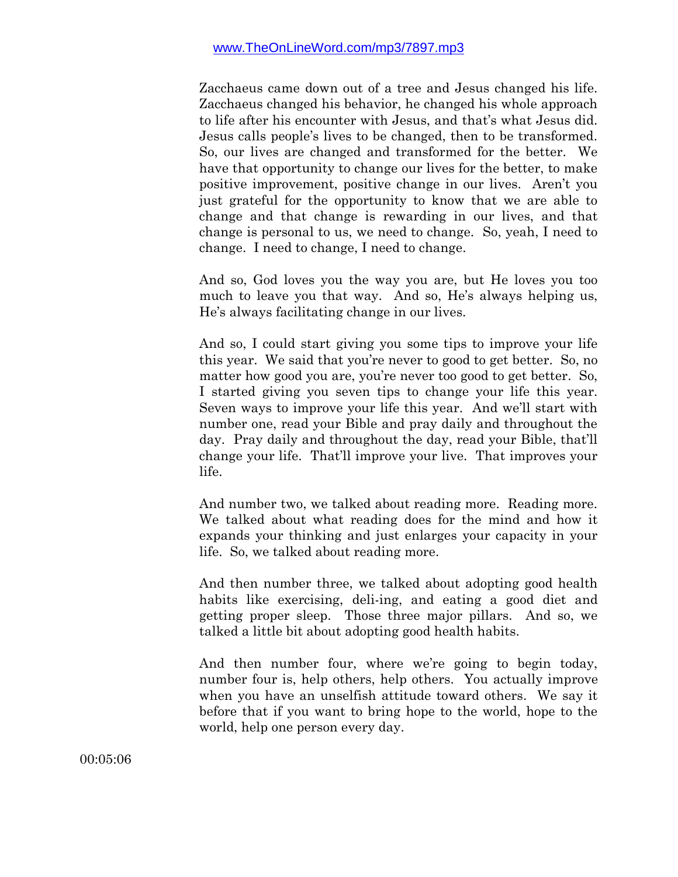www.TheOnLineWord.com/mp3/7897.mp3

Zacchaeus came down out of a tree and Jesus changed his life. Zacchaeus changed his behavior, he changed his whole approach to life after his encounter with Jesus, and that's what Jesus did. Jesus calls people's lives to be changed, then to be transformed. So, our lives are changed and transformed for the better. We have that opportunity to change our lives for the better, to make positive improvement, positive change in our lives. Aren't you just grateful for the opportunity to know that we are able to change and that change is rewarding in our lives, and that change is personal to us, we need to change. So, yeah, I need to change. I need to change, I need to change.

And so, God loves you the way you are, but He loves you too much to leave you that way. And so, He's always helping us, He's always facilitating change in our lives.

And so, I could start giving you some tips to improve your life this year. We said that you're never to good to get better. So, no matter how good you are, you're never too good to get better. So, I started giving you seven tips to change your life this year. Seven ways to improve your life this year. And we'll start with number one, read your Bible and pray daily and throughout the day. Pray daily and throughout the day, read your Bible, that'll change your life. That'll improve your live. That improves your life.

And number two, we talked about reading more. Reading more. We talked about what reading does for the mind and how it expands your thinking and just enlarges your capacity in your life. So, we talked about reading more.

And then number three, we talked about adopting good health habits like exercising, deli-ing, and eating a good diet and getting proper sleep. Those three major pillars. And so, we talked a little bit about adopting good health habits.

And then number four, where we're going to begin today, number four is, help others, help others. You actually improve when you have an unselfish attitude toward others. We say it before that if you want to bring hope to the world, hope to the world, help one person every day.

00:05:06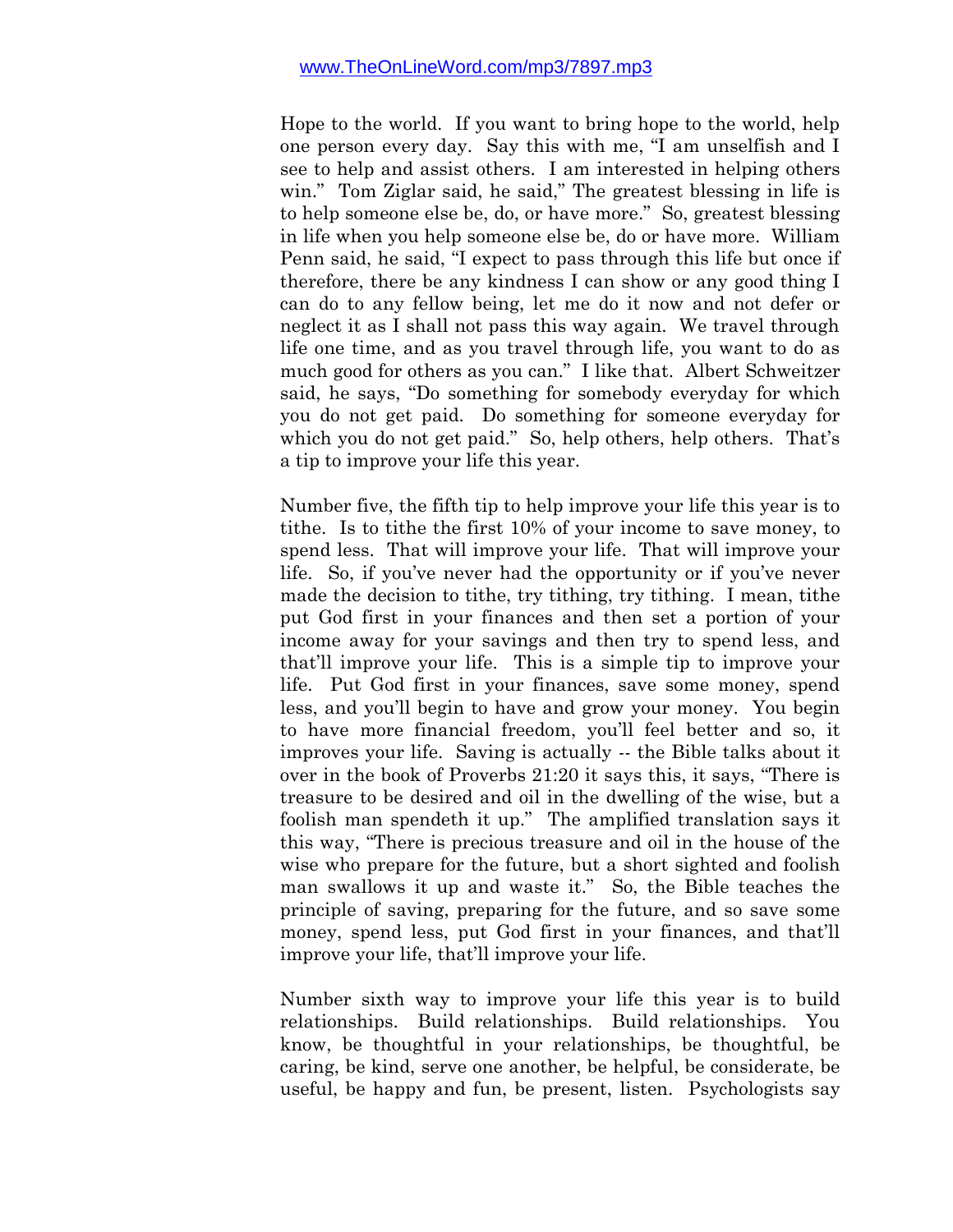Hope to the world. If you want to bring hope to the world, help one person every day. Say this with me, "I am unselfish and I see to help and assist others. I am interested in helping others win." Tom Ziglar said, he said," The greatest blessing in life is to help someone else be, do, or have more." So, greatest blessing in life when you help someone else be, do or have more. William Penn said, he said, "I expect to pass through this life but once if therefore, there be any kindness I can show or any good thing I can do to any fellow being, let me do it now and not defer or neglect it as I shall not pass this way again. We travel through life one time, and as you travel through life, you want to do as much good for others as you can." I like that. Albert Schweitzer said, he says, "Do something for somebody everyday for which you do not get paid. Do something for someone everyday for which you do not get paid." So, help others, help others. That's a tip to improve your life this year.

Number five, the fifth tip to help improve your life this year is to tithe. Is to tithe the first 10% of your income to save money, to spend less. That will improve your life. That will improve your life. So, if you've never had the opportunity or if you've never made the decision to tithe, try tithing, try tithing. I mean, tithe put God first in your finances and then set a portion of your income away for your savings and then try to spend less, and that'll improve your life. This is a simple tip to improve your life. Put God first in your finances, save some money, spend less, and you'll begin to have and grow your money. You begin to have more financial freedom, you'll feel better and so, it improves your life. Saving is actually -- the Bible talks about it over in the book of Proverbs 21:20 it says this, it says, "There is treasure to be desired and oil in the dwelling of the wise, but a foolish man spendeth it up." The amplified translation says it this way, "There is precious treasure and oil in the house of the wise who prepare for the future, but a short sighted and foolish man swallows it up and waste it." So, the Bible teaches the principle of saving, preparing for the future, and so save some money, spend less, put God first in your finances, and that'll improve your life, that'll improve your life.

Number sixth way to improve your life this year is to build relationships. Build relationships. Build relationships. You know, be thoughtful in your relationships, be thoughtful, be caring, be kind, serve one another, be helpful, be considerate, be useful, be happy and fun, be present, listen. Psychologists say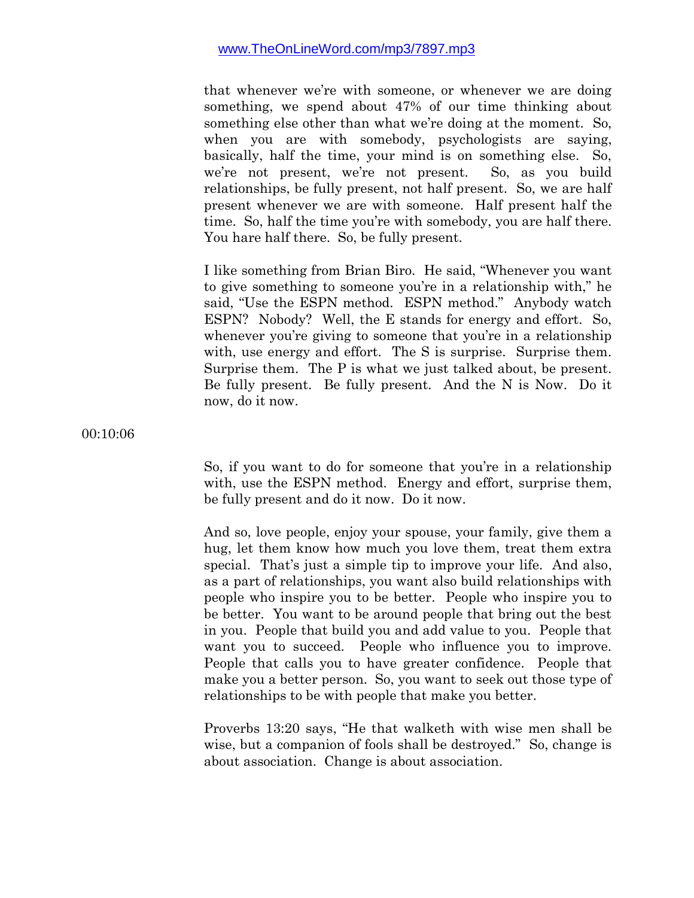that whenever we're with someone, or whenever we are doing something, we spend about 47% of our time thinking about something else other than what we're doing at the moment. So, when you are with somebody, psychologists are saying, basically, half the time, your mind is on something else. So, we're not present, we're not present. So, as you build relationships, be fully present, not half present. So, we are half present whenever we are with someone. Half present half the time. So, half the time you're with somebody, you are half there. You hare half there. So, be fully present.

I like something from Brian Biro. He said, "Whenever you want to give something to someone you're in a relationship with," he said, "Use the ESPN method. ESPN method." Anybody watch ESPN? Nobody? Well, the E stands for energy and effort. So, whenever you're giving to someone that you're in a relationship with, use energy and effort. The S is surprise. Surprise them. Surprise them. The P is what we just talked about, be present. Be fully present. Be fully present. And the N is Now. Do it now, do it now.

00:10:06

So, if you want to do for someone that you're in a relationship with, use the ESPN method. Energy and effort, surprise them, be fully present and do it now. Do it now.

And so, love people, enjoy your spouse, your family, give them a hug, let them know how much you love them, treat them extra special. That's just a simple tip to improve your life. And also, as a part of relationships, you want also build relationships with people who inspire you to be better. People who inspire you to be better. You want to be around people that bring out the best in you. People that build you and add value to you. People that want you to succeed. People who influence you to improve. People that calls you to have greater confidence. People that make you a better person. So, you want to seek out those type of relationships to be with people that make you better.

Proverbs 13:20 says, "He that walketh with wise men shall be wise, but a companion of fools shall be destroyed." So, change is about association. Change is about association.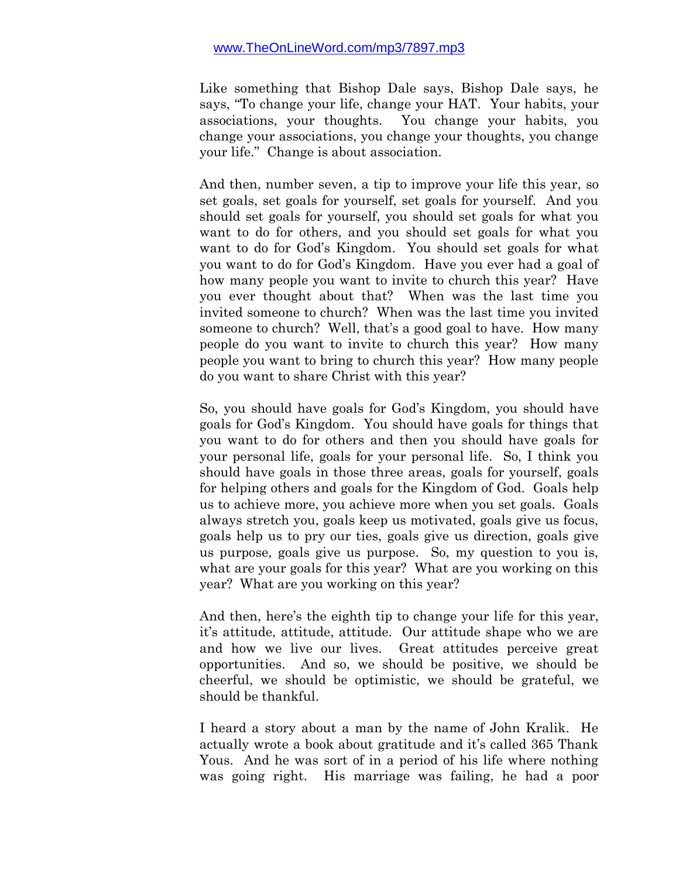www.TheOnLineWord.com/mp3/7897.mp3

Like something that Bishop Dale says, Bishop Dale says, he says, "To change your life, change your HAT. Your habits, your associations, your thoughts. You change your habits, you change your associations, you change your thoughts, you change your life." Change is about association.

And then, number seven, a tip to improve your life this year, so set goals, set goals for yourself, set goals for yourself. And you should set goals for yourself, you should set goals for what you want to do for others, and you should set goals for what you want to do for God's Kingdom. You should set goals for what you want to do for God's Kingdom. Have you ever had a goal of how many people you want to invite to church this year? Have you ever thought about that? When was the last time you invited someone to church? When was the last time you invited someone to church? Well, that's a good goal to have. How many people do you want to invite to church this year? How many people you want to bring to church this year? How many people do you want to share Christ with this year?

So, you should have goals for God's Kingdom, you should have goals for God's Kingdom. You should have goals for things that you want to do for others and then you should have goals for your personal life, goals for your personal life. So, I think you should have goals in those three areas, goals for yourself, goals for helping others and goals for the Kingdom of God. Goals help us to achieve more, you achieve more when you set goals. Goals always stretch you, goals keep us motivated, goals give us focus, goals help us to pry our ties, goals give us direction, goals give us purpose, goals give us purpose. So, my question to you is, what are your goals for this year? What are you working on this year? What are you working on this year?

And then, here's the eighth tip to change your life for this year, it's attitude, attitude, attitude. Our attitude shape who we are and how we live our lives. Great attitudes perceive great opportunities. And so, we should be positive, we should be cheerful, we should be optimistic, we should be grateful, we should be thankful.

I heard a story about a man by the name of John Kralik. He actually wrote a book about gratitude and it's called 365 Thank Yous. And he was sort of in a period of his life where nothing was going right. His marriage was failing, he had a poor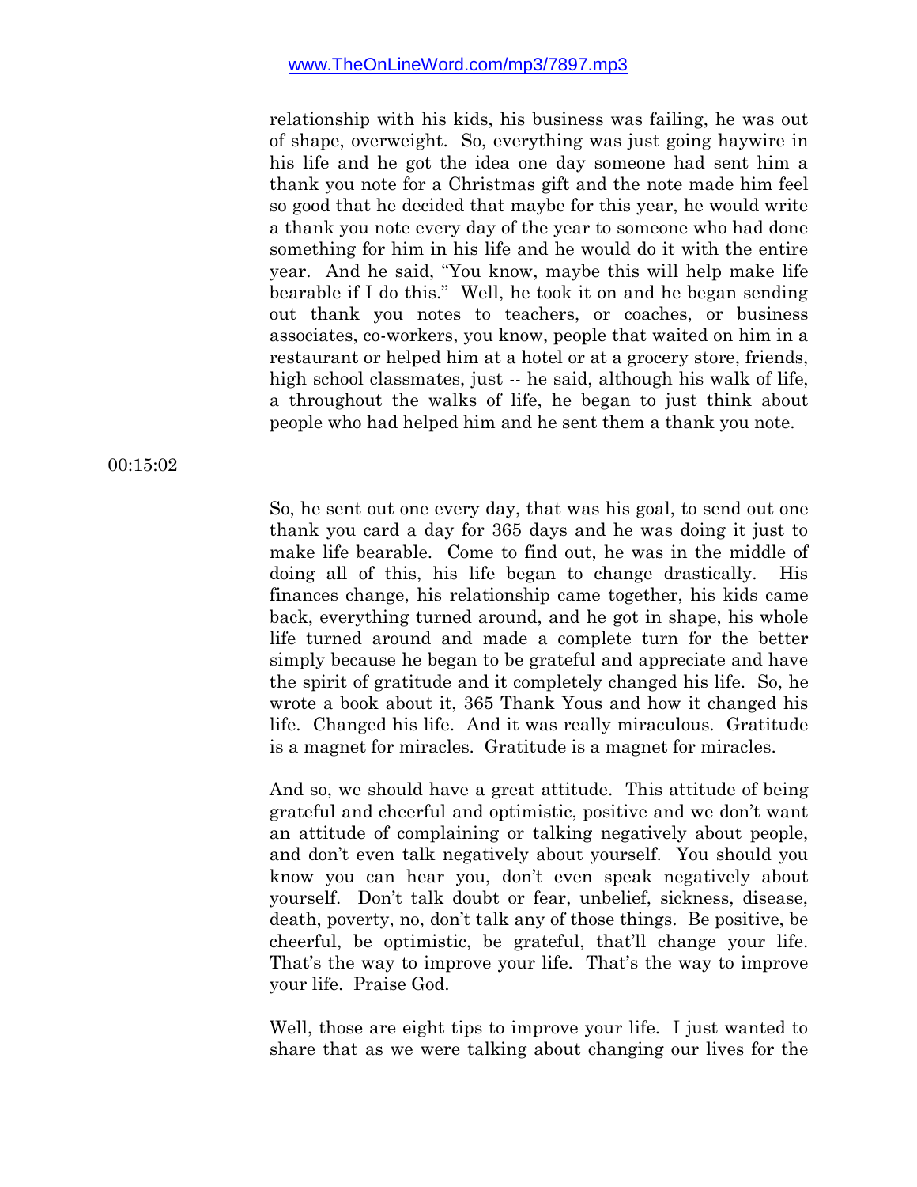relationship with his kids, his business was failing, he was out of shape, overweight. So, everything was just going haywire in his life and he got the idea one day someone had sent him a thank you note for a Christmas gift and the note made him feel so good that he decided that maybe for this year, he would write a thank you note every day of the year to someone who had done something for him in his life and he would do it with the entire year. And he said, "You know, maybe this will help make life bearable if I do this." Well, he took it on and he began sending out thank you notes to teachers, or coaches, or business associates, co-workers, you know, people that waited on him in a restaurant or helped him at a hotel or at a grocery store, friends, high school classmates, just -- he said, although his walk of life, a throughout the walks of life, he began to just think about people who had helped him and he sent them a thank you note.

00:15:02

So, he sent out one every day, that was his goal, to send out one thank you card a day for 365 days and he was doing it just to make life bearable. Come to find out, he was in the middle of doing all of this, his life began to change drastically. His finances change, his relationship came together, his kids came back, everything turned around, and he got in shape, his whole life turned around and made a complete turn for the better simply because he began to be grateful and appreciate and have the spirit of gratitude and it completely changed his life. So, he wrote a book about it, 365 Thank Yous and how it changed his life. Changed his life. And it was really miraculous. Gratitude is a magnet for miracles. Gratitude is a magnet for miracles.

And so, we should have a great attitude. This attitude of being grateful and cheerful and optimistic, positive and we don't want an attitude of complaining or talking negatively about people, and don't even talk negatively about yourself. You should you know you can hear you, don't even speak negatively about yourself. Don't talk doubt or fear, unbelief, sickness, disease, death, poverty, no, don't talk any of those things. Be positive, be cheerful, be optimistic, be grateful, that'll change your life. That's the way to improve your life. That's the way to improve your life. Praise God.

Well, those are eight tips to improve your life. I just wanted to share that as we were talking about changing our lives for the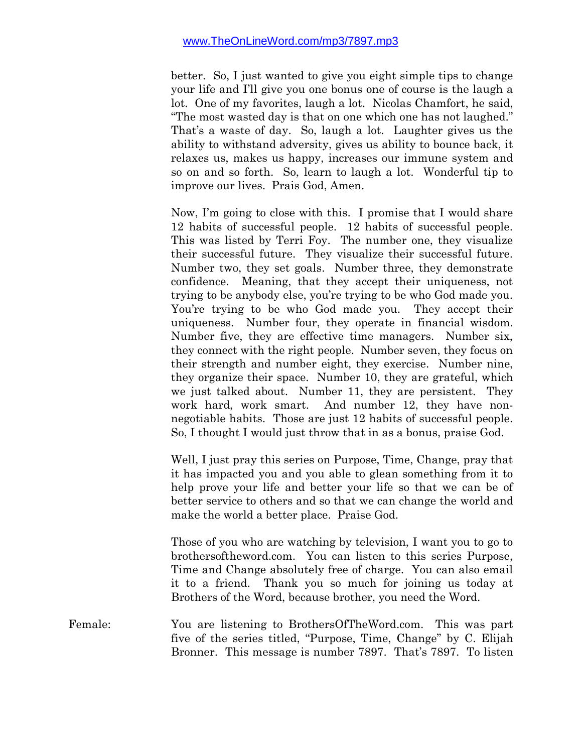better. So, I just wanted to give you eight simple tips to change your life and I'll give you one bonus one of course is the laugh a lot. One of my favorites, laugh a lot. Nicolas Chamfort, he said, "The most wasted day is that on one which one has not laughed." That's a waste of day. So, laugh a lot. Laughter gives us the ability to withstand adversity, gives us ability to bounce back, it relaxes us, makes us happy, increases our immune system and so on and so forth. So, learn to laugh a lot. Wonderful tip to improve our lives. Prais God, Amen.

Now, I'm going to close with this. I promise that I would share 12 habits of successful people. 12 habits of successful people. This was listed by Terri Foy. The number one, they visualize their successful future. They visualize their successful future. Number two, they set goals. Number three, they demonstrate confidence. Meaning, that they accept their uniqueness, not trying to be anybody else, you're trying to be who God made you. You're trying to be who God made you. They accept their uniqueness. Number four, they operate in financial wisdom. Number five, they are effective time managers. Number six, they connect with the right people. Number seven, they focus on their strength and number eight, they exercise. Number nine, they organize their space. Number 10, they are grateful, which we just talked about. Number 11, they are persistent. They work hard, work smart. And number 12, they have non-negotiable habits. Those are just 12 habits of successful people. So, I thought I would just throw that in as a bonus, praise God.

Well, I just pray this series on Purpose, Time, Change, pray that it has impacted you and you able to glean something from it to help prove your life and better your life so that we can be of better service to others and so that we can change the world and make the world a better place. Praise God.

Those of you who are watching by television, I want you to go to brothersoftheword.com. You can listen to this series Purpose, Time and Change absolutely free of charge. You can also email it to a friend. Thank you so much for joining us today at Brothers of the Word, because brother, you need the Word.

Female: You are listening to BrothersOfTheWord.com. This was part five of the series titled, "Purpose, Time, Change" by C. Elijah Bronner. This message is number 7897. That's 7897. To listen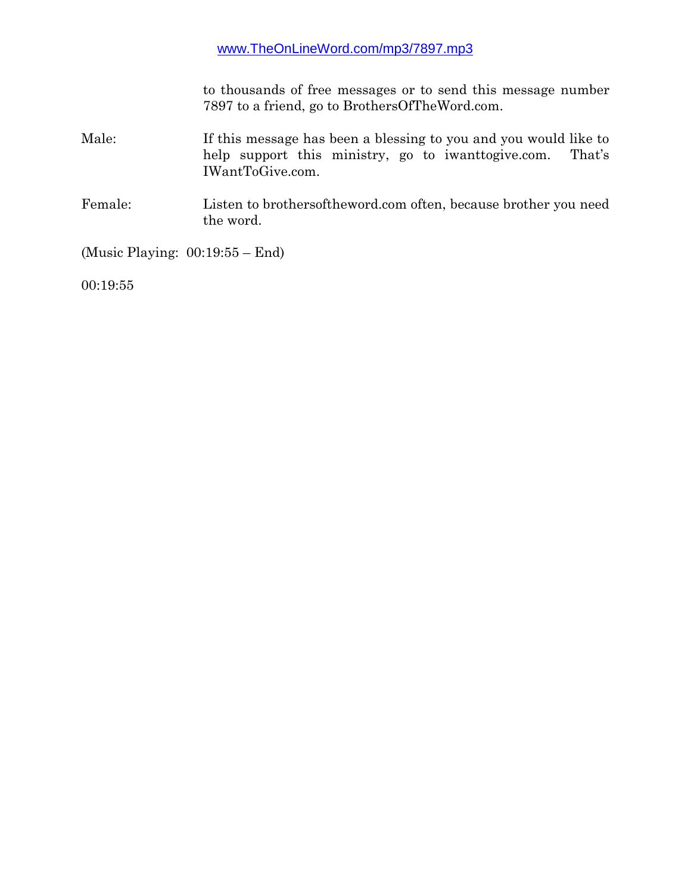to thousands of free messages or to send this message number 7897 to a friend, go to BrothersOfTheWord.com.

Male: If this message has been a blessing to you and you would like to help support this ministry, go to iwanttogive.com. That's IWantToGive.com.

Female: Listen to brothersoftheword.com often, because brother you need the word.

(Music Playing: 00:19:55 – End)

00:19:55